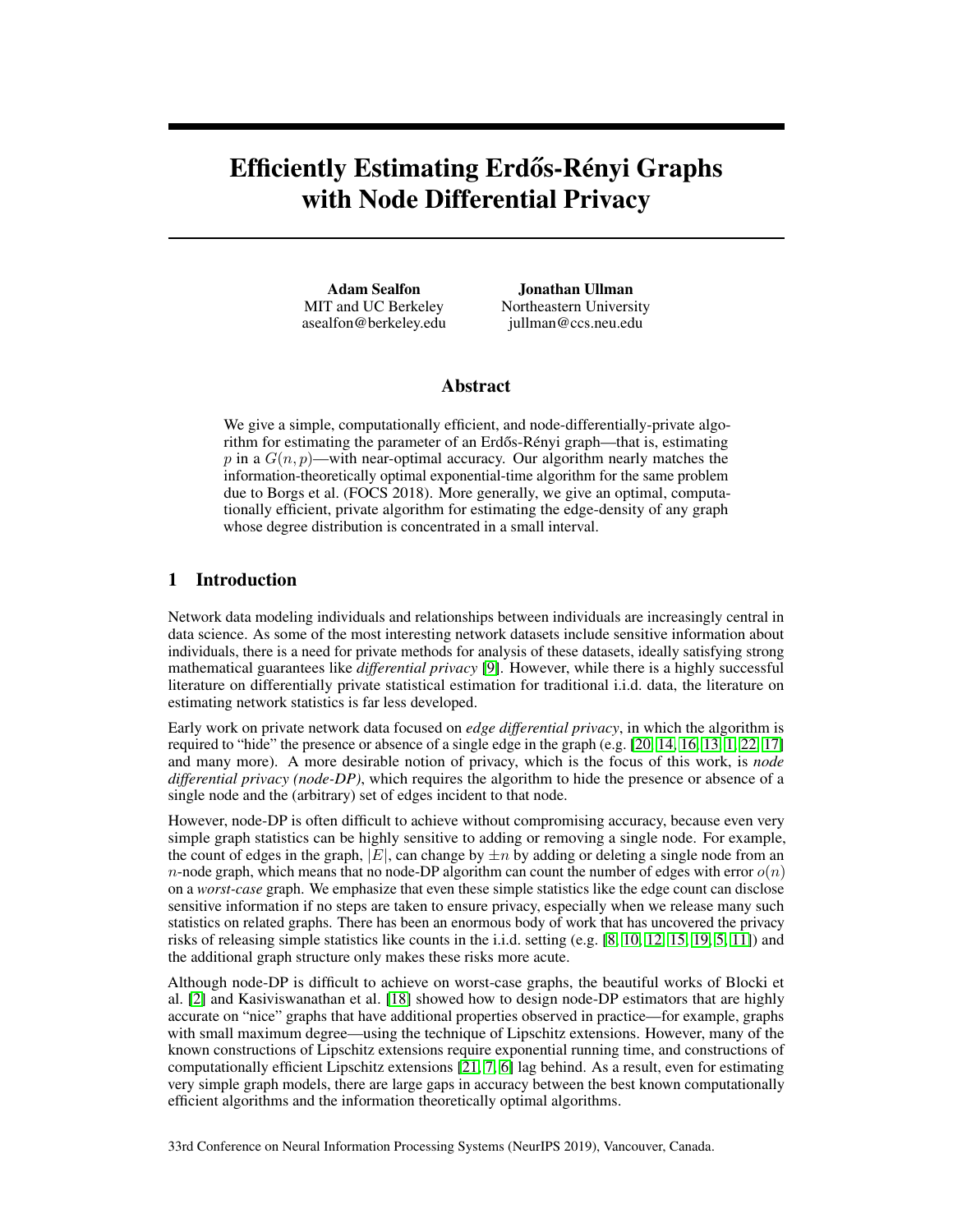# Efficiently Estimating Erdős-Rényi Graphs with Node Differential Privacy

**Adam Sealfon**
MIT and UC Berkeley
asealfon@berkeley.edu

**Jonathan Ullman**
Northeastern University
jullman@ccs.neu.edu

## Abstract

We give a simple, computationally efficient, and node-differentially-private algorithm for estimating the parameter of an Erdős-Rényi graph—that is, estimating $p$ in a $G(n, p)$—with near-optimal accuracy. Our algorithm nearly matches the information-theoretically optimal exponential-time algorithm for the same problem due to Borgs et al. (FOCS 2018). More generally, we give an optimal, computationally efficient, private algorithm for estimating the edge-density of any graph whose degree distribution is concentrated in a small interval.

## 1 Introduction

Network data modeling individuals and relationships between individuals are increasingly central in data science. As some of the most interesting network datasets include sensitive information about individuals, there is a need for private methods for analysis of these datasets, ideally satisfying strong mathematical guarantees like *differential privacy* [9]. However, while there is a highly successful literature on differentially private statistical estimation for traditional i.i.d. data, the literature on estimating network statistics is far less developed.

Early work on private network data focused on *edge differential privacy*, in which the algorithm is required to "hide" the presence or absence of a single edge in the graph (e.g. [20, 14, 16, 13, 1, 22, 17] and many more). A more desirable notion of privacy, which is the focus of this work, is *node differential privacy (node-DP)*, which requires the algorithm to hide the presence or absence of a single node and the (arbitrary) set of edges incident to that node.

However, node-DP is often difficult to achieve without compromising accuracy, because even very simple graph statistics can be highly sensitive to adding or removing a single node. For example, the count of edges in the graph, $|E|$, can change by $\pm n$ by adding or deleting a single node from an $n$-node graph, which means that no node-DP algorithm can count the number of edges with error $o(n)$ on a *worst-case* graph. We emphasize that even these simple statistics like the edge count can disclose sensitive information if no steps are taken to ensure privacy, especially when we release many such statistics on related graphs. There has been an enormous body of work that has uncovered the privacy risks of releasing simple statistics like counts in the i.i.d. setting (e.g. [8, 10, 12, 15, 19, 5, 11]) and the additional graph structure only makes these risks more acute.

Although node-DP is difficult to achieve on worst-case graphs, the beautiful works of Blocki et al. [2] and Kasiviswanathan et al. [18] showed how to design node-DP estimators that are highly accurate on "nice" graphs that have additional properties observed in practice—for example, graphs with small maximum degree—using the technique of Lipschitz extensions. However, many of the known constructions of Lipschitz extensions require exponential running time, and constructions of computationally efficient Lipschitz extensions [21, 7, 6] lag behind. As a result, even for estimating very simple graph models, there are large gaps in accuracy between the best known computationally efficient algorithms and the information theoretically optimal algorithms.

33rd Conference on Neural Information Processing Systems (NeurIPS 2019), Vancouver, Canada.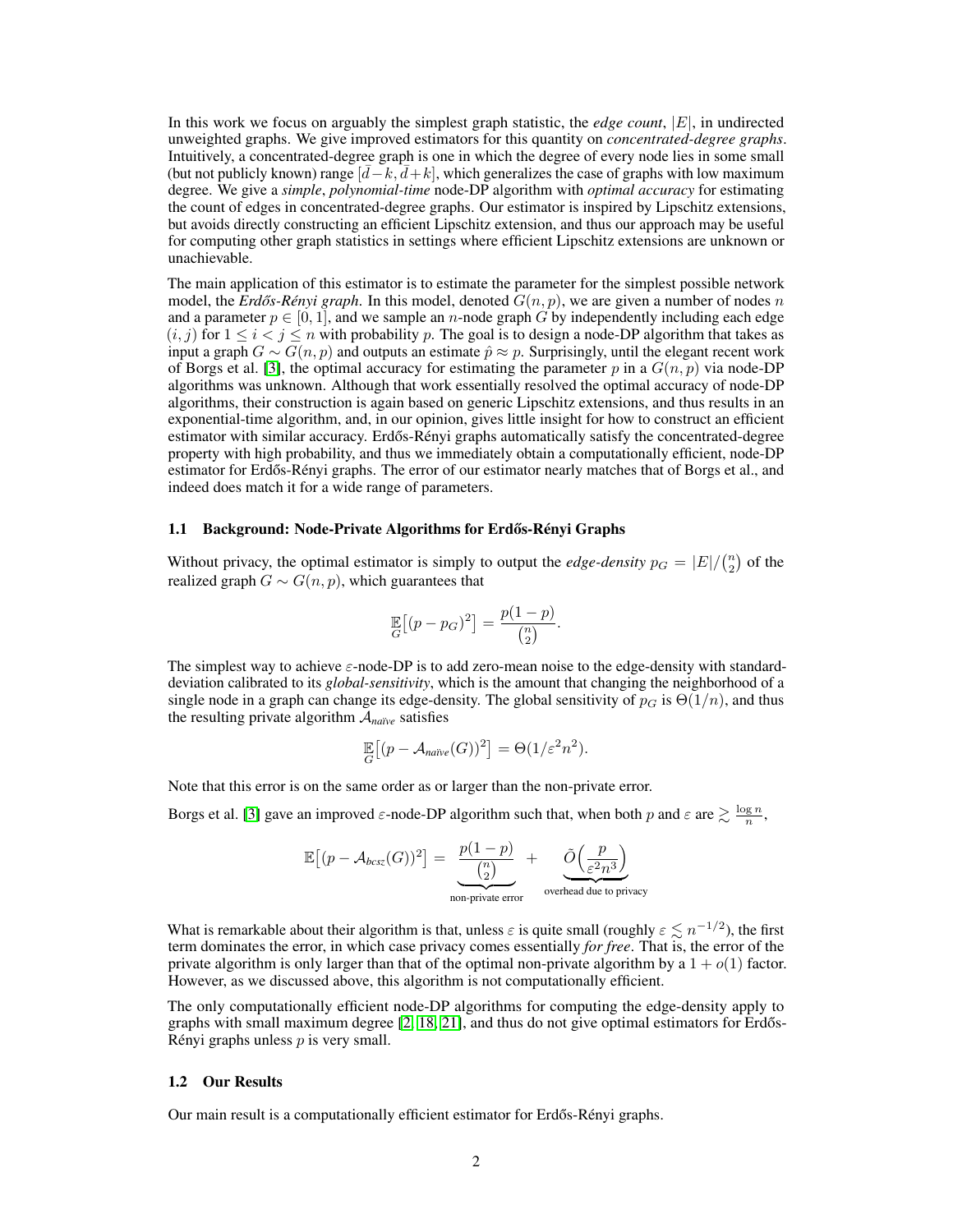In this work we focus on arguably the simplest graph statistic, the *edge count*, $|E|$, in undirected unweighted graphs. We give improved estimators for this quantity on *concentrated-degree graphs*. Intuitively, a concentrated-degree graph is one in which the degree of every node lies in some small (but not publicly known) range $[\bar{d}-k, \bar{d}+k]$, which generalizes the case of graphs with low maximum degree. We give a *simple*, *polynomial-time* node-DP algorithm with *optimal accuracy* for estimating the count of edges in concentrated-degree graphs. Our estimator is inspired by Lipschitz extensions, but avoids directly constructing an efficient Lipschitz extension, and thus our approach may be useful for computing other graph statistics in settings where efficient Lipschitz extensions are unknown or unachievable.

The main application of this estimator is to estimate the parameter for the simplest possible network model, the *Erdős-Rényi graph*. In this model, denoted $G(n, p)$, we are given a number of nodes $n$ and a parameter $p \in [0, 1]$, and we sample an $n$-node graph $G$ by independently including each edge $(i, j)$ for $1 \leq i < j \leq n$ with probability $p$. The goal is to design a node-DP algorithm that takes as input a graph $G \sim G(n, p)$ and outputs an estimate $\hat{p} \approx p$. Surprisingly, until the elegant recent work of Borgs et al. [3], the optimal accuracy for estimating the parameter $p$ in a $G(n, p)$ via node-DP algorithms was unknown. Although that work essentially resolved the optimal accuracy of node-DP algorithms, their construction is again based on generic Lipschitz extensions, and thus results in an exponential-time algorithm, and, in our opinion, gives little insight for how to construct an efficient estimator with similar accuracy. Erdős-Rényi graphs automatically satisfy the concentrated-degree property with high probability, and thus we immediately obtain a computationally efficient, node-DP estimator for Erdős-Rényi graphs. The error of our estimator nearly matches that of Borgs et al., and indeed does match it for a wide range of parameters.

### 1.1 Background: Node-Private Algorithms for Erdős-Rényi Graphs

Without privacy, the optimal estimator is simply to output the *edge-density* $p_G = |E|/\binom{n}{2}$ of the realized graph $G \sim G(n, p)$, which guarantees that

$$\mathop{\mathbb{E}}_{G}\big[(p - p_G)^2\big] = \frac{p(1-p)}{\binom{n}{2}}.$$

The simplest way to achieve $\varepsilon$-node-DP is to add zero-mean noise to the edge-density with standard-deviation calibrated to its *global-sensitivity*, which is the amount that changing the neighborhood of a single node in a graph can change its edge-density. The global sensitivity of $p_G$ is $\Theta(1/n)$, and thus the resulting private algorithm $\mathcal{A}_{\textit{naïve}}$ satisfies

$$\mathop{\mathbb{E}}_{G}\big[(p - \mathcal{A}_{\textit{naïve}}(G))^2\big] = \Theta(1/\varepsilon^2 n^2).$$

Note that this error is on the same order as or larger than the non-private error.

Borgs et al. [3] gave an improved $\varepsilon$-node-DP algorithm such that, when both $p$ and $\varepsilon$ are $\gtrsim \frac{\log n}{n}$,

$$\mathbb{E}\big[(p - \mathcal{A}_{\textit{bcsz}}(G))^2\big] = \underbrace{\frac{p(1-p)}{\binom{n}{2}}}_{\text{non-private error}} + \underbrace{\tilde{O}\Big(\frac{p}{\varepsilon^2 n^3}\Big)}_{\text{overhead due to privacy}}$$

What is remarkable about their algorithm is that, unless $\varepsilon$ is quite small (roughly $\varepsilon \lesssim n^{-1/2}$), the first term dominates the error, in which case privacy comes essentially *for free*. That is, the error of the private algorithm is only larger than that of the optimal non-private algorithm by a $1 + o(1)$ factor. However, as we discussed above, this algorithm is not computationally efficient.

The only computationally efficient node-DP algorithms for computing the edge-density apply to graphs with small maximum degree [2, 18, 21], and thus do not give optimal estimators for Erdős-Rényi graphs unless $p$ is very small.

### 1.2 Our Results

Our main result is a computationally efficient estimator for Erdős-Rényi graphs.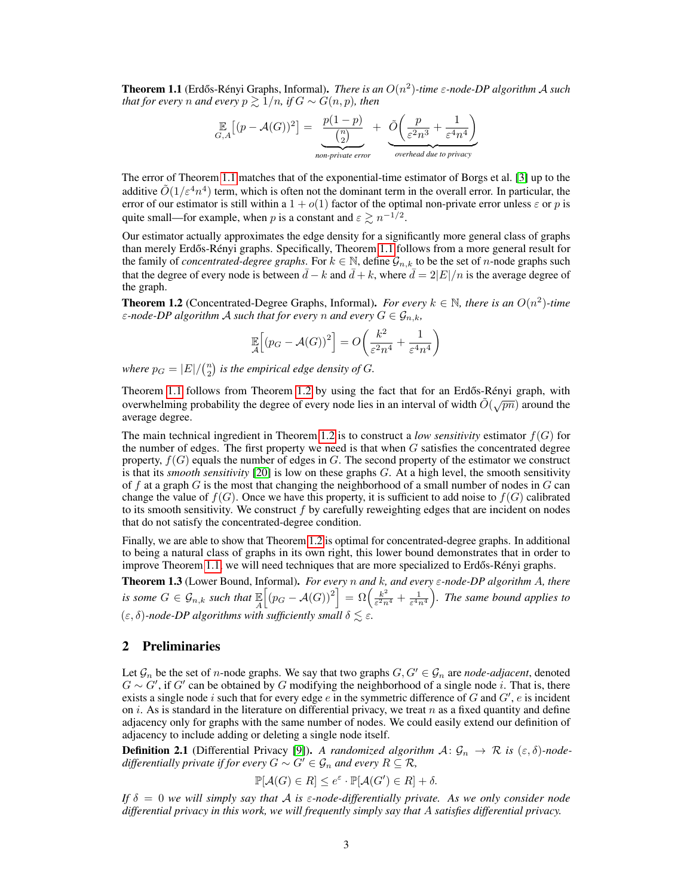**Theorem 1.1** (Erdős-Rényi Graphs, Informal)**.** *There is an $O(n^2)$-time $\varepsilon$-node-DP algorithm $\mathcal{A}$ such that for every $n$ and every $p \gtrsim 1/n$, if $G \sim G(n,p)$, then*

$$\mathop{\mathbb{E}}_{G,A}\left[(p - \mathcal{A}(G))^2\right] = \underbrace{\frac{p(1-p)}{\binom{n}{2}}}_{\text{non-private error}} + \underbrace{\tilde{O}\left(\frac{p}{\varepsilon^2 n^3} + \frac{1}{\varepsilon^4 n^4}\right)}_{\text{overhead due to privacy}}$$

The error of Theorem 1.1 matches that of the exponential-time estimator of Borgs et al. [3] up to the additive $\tilde{O}(1/\varepsilon^4 n^4)$ term, which is often not the dominant term in the overall error. In particular, the error of our estimator is still within a $1 + o(1)$ factor of the optimal non-private error unless $\varepsilon$ or $p$ is quite small—for example, when $p$ is a constant and $\varepsilon \gtrsim n^{-1/2}$.

Our estimator actually approximates the edge density for a significantly more general class of graphs than merely Erdős-Rényi graphs. Specifically, Theorem 1.1 follows from a more general result for the family of *concentrated-degree graphs*. For $k \in \mathbb{N}$, define $\mathcal{G}_{n,k}$ to be the set of $n$-node graphs such that the degree of every node is between $\bar{d} - k$ and $\bar{d} + k$, where $\bar{d} = 2|E|/n$ is the average degree of the graph.

**Theorem 1.2** (Concentrated-Degree Graphs, Informal)**.** *For every $k \in \mathbb{N}$, there is an $O(n^2)$-time $\varepsilon$-node-DP algorithm $\mathcal{A}$ such that for every $n$ and every $G \in \mathcal{G}_{n,k}$,*

$$\mathop{\mathbb{E}}_{\mathcal{A}}\left[(p_G - \mathcal{A}(G))^2\right] = O\left(\frac{k^2}{\varepsilon^2 n^4} + \frac{1}{\varepsilon^4 n^4}\right)$$

*where $p_G = |E|/\binom{n}{2}$ is the empirical edge density of $G$.*

Theorem 1.1 follows from Theorem 1.2 by using the fact that for an Erdős-Rényi graph, with overwhelming probability the degree of every node lies in an interval of width $\tilde{O}(\sqrt{pn})$ around the average degree.

The main technical ingredient in Theorem 1.2 is to construct a *low sensitivity* estimator $f(G)$ for the number of edges. The first property we need is that when $G$ satisfies the concentrated degree property, $f(G)$ equals the number of edges in $G$. The second property of the estimator we construct is that its *smooth sensitivity* [20] is low on these graphs $G$. At a high level, the smooth sensitivity of $f$ at a graph $G$ is the most that changing the neighborhood of a small number of nodes in $G$ can change the value of $f(G)$. Once we have this property, it is sufficient to add noise to $f(G)$ calibrated to its smooth sensitivity. We construct $f$ by carefully reweighting edges that are incident on nodes that do not satisfy the concentrated-degree condition.

Finally, we are able to show that Theorem 1.2 is optimal for concentrated-degree graphs. In additional to being a natural class of graphs in its own right, this lower bound demonstrates that in order to improve Theorem 1.1, we will need techniques that are more specialized to Erdős-Rényi graphs.

**Theorem 1.3** (Lower Bound, Informal)**.** *For every $n$ and $k$, and every $\varepsilon$-node-DP algorithm $A$, there is some $G \in \mathcal{G}_{n,k}$ such that $\mathop{\mathbb{E}}_{A}\left[(p_G - \mathcal{A}(G))^2\right] = \Omega\left(\frac{k^2}{\varepsilon^2 n^4} + \frac{1}{\varepsilon^4 n^4}\right)$. The same bound applies to $(\varepsilon, \delta)$-node-DP algorithms with sufficiently small $\delta \lesssim \varepsilon$.*

## 2 Preliminaries

Let $\mathcal{G}_n$ be the set of $n$-node graphs. We say that two graphs $G, G' \in \mathcal{G}_n$ are *node-adjacent*, denoted $G \sim G'$, if $G'$ can be obtained by $G$ modifying the neighborhood of a single node $i$. That is, there exists a single node $i$ such that for every edge $e$ in the symmetric difference of $G$ and $G'$, $e$ is incident on $i$. As is standard in the literature on differential privacy, we treat $n$ as a fixed quantity and define adjacency only for graphs with the same number of nodes. We could easily extend our definition of adjacency to include adding or deleting a single node itself.

**Definition 2.1** (Differential Privacy [9])**.** *A randomized algorithm $\mathcal{A} \colon \mathcal{G}_n \to \mathcal{R}$ is $(\varepsilon, \delta)$-node-differentially private if for every $G \sim G' \in \mathcal{G}_n$ and every $R \subseteq \mathcal{R}$,*

$$\mathbb{P}[\mathcal{A}(G) \in R] \leq e^{\varepsilon} \cdot \mathbb{P}[\mathcal{A}(G') \in R] + \delta.$$

*If $\delta = 0$ we will simply say that $\mathcal{A}$ is $\varepsilon$-node-differentially private. As we only consider node differential privacy in this work, we will frequently simply say that $A$ satisfies differential privacy.*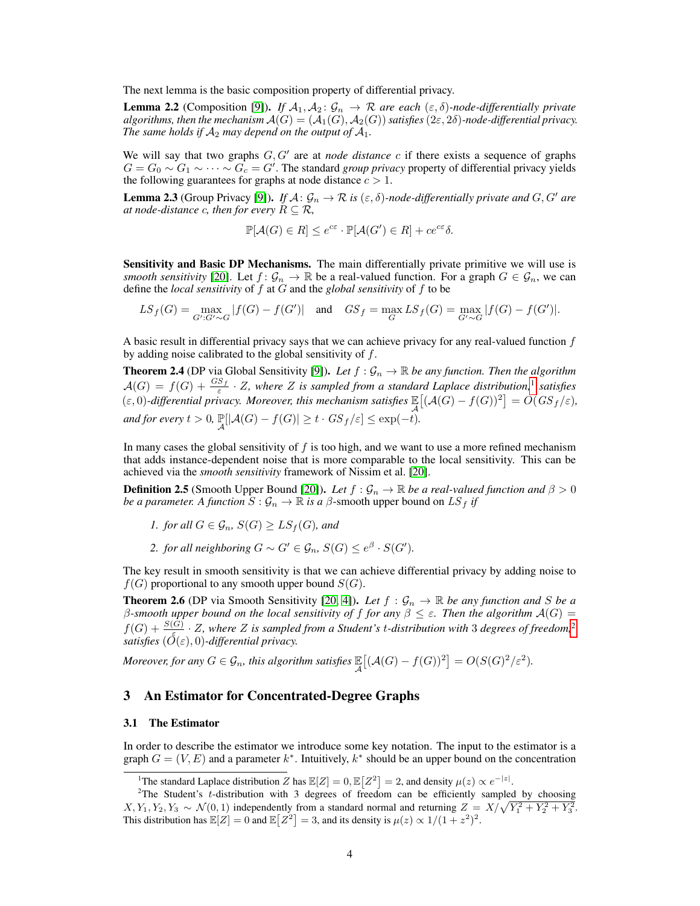The next lemma is the basic composition property of differential privacy.

**Lemma 2.2** (Composition [9]). *If $\mathcal{A}_1, \mathcal{A}_2 \colon \mathcal{G}_n \to \mathcal{R}$ are each $(\varepsilon, \delta)$-node-differentially private algorithms, then the mechanism $\mathcal{A}(G) = (\mathcal{A}_1(G), \mathcal{A}_2(G))$ satisfies $(2\varepsilon, 2\delta)$-node-differential privacy. The same holds if $\mathcal{A}_2$ may depend on the output of $\mathcal{A}_1$.*

We will say that two graphs $G, G'$ are at *node distance* $c$ if there exists a sequence of graphs $G = G_0 \sim G_1 \sim \cdots \sim G_c = G'$. The standard *group privacy* property of differential privacy yields the following guarantees for graphs at node distance $c > 1$.

**Lemma 2.3** (Group Privacy [9]). *If $\mathcal{A} \colon \mathcal{G}_n \to \mathcal{R}$ is $(\varepsilon, \delta)$-node-differentially private and $G, G'$ are at node-distance $c$, then for every $R \subseteq \mathcal{R}$,*

$$\mathbb{P}[\mathcal{A}(G) \in R] \leq e^{c\varepsilon} \cdot \mathbb{P}[\mathcal{A}(G') \in R] + ce^{c\varepsilon}\delta.$$

**Sensitivity and Basic DP Mechanisms.** The main differentially private primitive we will use is *smooth sensitivity* [20]. Let $f \colon \mathcal{G}_n \to \mathbb{R}$ be a real-valued function. For a graph $G \in \mathcal{G}_n$, we can define the *local sensitivity* of $f$ at $G$ and the *global sensitivity* of $f$ to be

$$LS_f(G) = \max_{G' : G' \sim G} |f(G) - f(G')| \quad \text{and} \quad GS_f = \max_G LS_f(G) = \max_{G' \sim G} |f(G) - f(G')|.$$

A basic result in differential privacy says that we can achieve privacy for any real-valued function $f$ by adding noise calibrated to the global sensitivity of $f$.

**Theorem 2.4** (DP via Global Sensitivity [9]). *Let $f : \mathcal{G}_n \to \mathbb{R}$ be any function. Then the algorithm $\mathcal{A}(G) = f(G) + \frac{GS_f}{\varepsilon} \cdot Z$, where $Z$ is sampled from a standard Laplace distribution,[1] satisfies $(\varepsilon, 0)$-differential privacy. Moreover, this mechanism satisfies $\mathbb{E}_{\mathcal{A}}\big[(\mathcal{A}(G) - f(G))^2\big] = O(GS_f/\varepsilon)$, and for every $t > 0$, $\mathbb{P}_{\mathcal{A}}[|\mathcal{A}(G) - f(G)| \geq t \cdot GS_f/\varepsilon] \leq \exp(-t)$.*

In many cases the global sensitivity of $f$ is too high, and we want to use a more refined mechanism that adds instance-dependent noise that is more comparable to the local sensitivity. This can be achieved via the *smooth sensitivity* framework of Nissim et al. [20].

**Definition 2.5** (Smooth Upper Bound [20]). *Let $f : \mathcal{G}_n \to \mathbb{R}$ be a real-valued function and $\beta > 0$ be a parameter. A function $S : \mathcal{G}_n \to \mathbb{R}$ is a $\beta$-smooth upper bound on $LS_f$ if*

1. *for all $G \in \mathcal{G}_n$, $S(G) \geq LS_f(G)$, and*
2. *for all neighboring $G \sim G' \in \mathcal{G}_n$, $S(G) \leq e^{\beta} \cdot S(G')$.*

The key result in smooth sensitivity is that we can achieve differential privacy by adding noise to $f(G)$ proportional to any smooth upper bound $S(G)$.

**Theorem 2.6** (DP via Smooth Sensitivity [20, 4]). *Let $f : \mathcal{G}_n \to \mathbb{R}$ be any function and $S$ be a $\beta$-smooth upper bound on the local sensitivity of $f$ for any $\beta \leq \varepsilon$. Then the algorithm $\mathcal{A}(G) = f(G) + \frac{S(G)}{\varepsilon} \cdot Z$, where $Z$ is sampled from a Student's $t$-distribution with 3 degrees of freedom,[2] satisfies $(O(\varepsilon), 0)$-differential privacy.*

*Moreover, for any $G \in \mathcal{G}_n$, this algorithm satisfies $\mathbb{E}_{\mathcal{A}}\big[(\mathcal{A}(G) - f(G))^2\big] = O(S(G)^2/\varepsilon^2)$.*

## 3 An Estimator for Concentrated-Degree Graphs

### 3.1 The Estimator

In order to describe the estimator we introduce some key notation. The input to the estimator is a graph $G = (V, E)$ and a parameter $k^*$. Intuitively, $k^*$ should be an upper bound on the concentration

---

[1] The standard Laplace distribution $Z$ has $\mathbb{E}[Z] = 0, \mathbb{E}\big[Z^2\big] = 2$, and density $\mu(z) \propto e^{-|z|}$.

[2] The Student's $t$-distribution with 3 degrees of freedom can be efficiently sampled by choosing $X, Y_1, Y_2, Y_3 \sim \mathcal{N}(0, 1)$ independently from a standard normal and returning $Z = X/\sqrt{Y_1^2 + Y_2^2 + Y_3^2}$. This distribution has $\mathbb{E}[Z] = 0$ and $\mathbb{E}\big[Z^2\big] = 3$, and its density is $\mu(z) \propto 1/(1 + z^2)^2$.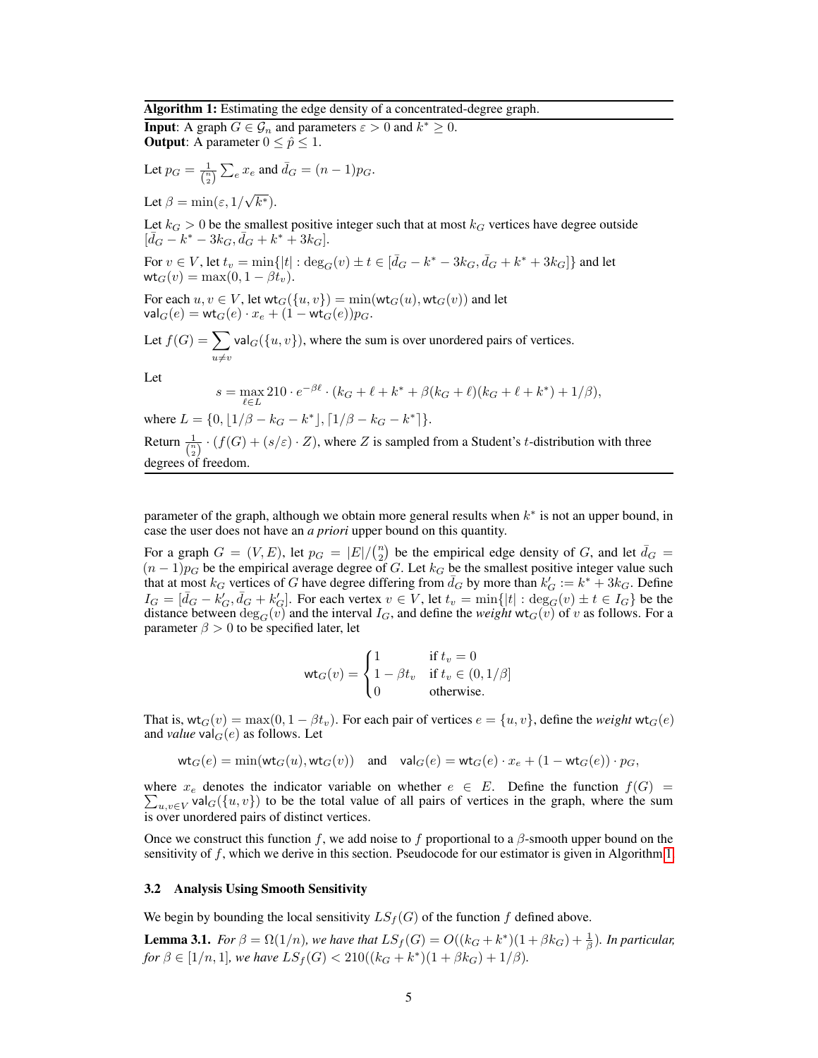**Algorithm 1:** Estimating the edge density of a concentrated-degree graph.

**Input**: A graph $G \in \mathcal{G}_n$ and parameters $\varepsilon > 0$ and $k^* \geq 0$.
**Output**: A parameter $0 \leq \hat{p} \leq 1$.

Let $p_G = \frac{1}{\binom{n}{2}} \sum_e x_e$ and $\bar{d}_G = (n-1)p_G$.

Let $\beta = \min(\varepsilon, 1/\sqrt{k^*})$.

Let $k_G > 0$ be the smallest positive integer such that at most $k_G$ vertices have degree outside $[\bar{d}_G - k^* - 3k_G, \bar{d}_G + k^* + 3k_G]$.

For $v \in V$, let $t_v = \min\{|t| : \deg_G(v) \pm t \in [\bar{d}_G - k^* - 3k_G, \bar{d}_G + k^* + 3k_G]\}$ and let $\mathsf{wt}_G(v) = \max(0, 1 - \beta t_v)$.

For each $u, v \in V$, let $\mathsf{wt}_G(\{u,v\}) = \min(\mathsf{wt}_G(u), \mathsf{wt}_G(v))$ and let $\mathsf{val}_G(e) = \mathsf{wt}_G(e) \cdot x_e + (1 - \mathsf{wt}_G(e))p_G$.

Let $f(G) = \sum_{u \neq v} \mathsf{val}_G(\{u,v\})$, where the sum is over unordered pairs of vertices.

Let

$$s = \max_{\ell \in L} 210 \cdot e^{-\beta \ell} \cdot (k_G + \ell + k^* + \beta(k_G + \ell)(k_G + \ell + k^*) + 1/\beta),$$

where $L = \{0, \lfloor 1/\beta - k_G - k^* \rfloor, \lceil 1/\beta - k_G - k^* \rceil\}$.

Return $\frac{1}{\binom{n}{2}} \cdot (f(G) + (s/\varepsilon) \cdot Z)$, where $Z$ is sampled from a Student's $t$-distribution with three degrees of freedom.

---

parameter of the graph, although we obtain more general results when $k^*$ is not an upper bound, in case the user does not have an *a priori* upper bound on this quantity.

For a graph $G = (V, E)$, let $p_G = |E|/\binom{n}{2}$ be the empirical edge density of $G$, and let $\bar{d}_G = (n-1)p_G$ be the empirical average degree of $G$. Let $k_G$ be the smallest positive integer value such that at most $k_G$ vertices of $G$ have degree differing from $\bar{d}_G$ by more than $k'_G := k^* + 3k_G$. Define $I_G = [\bar{d}_G - k'_G, \bar{d}_G + k'_G]$. For each vertex $v \in V$, let $t_v = \min\{|t| : \deg_G(v) \pm t \in I_G\}$ be the distance between $\deg_G(v)$ and the interval $I_G$, and define the *weight* $\mathsf{wt}_G(v)$ of $v$ as follows. For a parameter $\beta > 0$ to be specified later, let

$$\mathsf{wt}_G(v) = \begin{cases} 1 & \text{if } t_v = 0 \\ 1 - \beta t_v & \text{if } t_v \in (0, 1/\beta] \\ 0 & \text{otherwise.} \end{cases}$$

That is, $\mathsf{wt}_G(v) = \max(0, 1 - \beta t_v)$. For each pair of vertices $e = \{u, v\}$, define the *weight* $\mathsf{wt}_G(e)$ and *value* $\mathsf{val}_G(e)$ as follows. Let

$$\mathsf{wt}_G(e) = \min(\mathsf{wt}_G(u), \mathsf{wt}_G(v)) \quad \text{and} \quad \mathsf{val}_G(e) = \mathsf{wt}_G(e) \cdot x_e + (1 - \mathsf{wt}_G(e)) \cdot p_G,$$

where $x_e$ denotes the indicator variable on whether $e \in E$. Define the function $f(G) = \sum_{u,v \in V} \mathsf{val}_G(\{u,v\})$ to be the total value of all pairs of vertices in the graph, where the sum is over unordered pairs of distinct vertices.

Once we construct this function $f$, we add noise to $f$ proportional to a $\beta$-smooth upper bound on the sensitivity of $f$, which we derive in this section. Pseudocode for our estimator is given in Algorithm 1.

### 3.2 Analysis Using Smooth Sensitivity

We begin by bounding the local sensitivity $LS_f(G)$ of the function $f$ defined above.

**Lemma 3.1.** *For $\beta = \Omega(1/n)$, we have that $LS_f(G) = O((k_G + k^*)(1 + \beta k_G) + \frac{1}{\beta})$. In particular, for $\beta \in [1/n, 1]$, we have $LS_f(G) < 210((k_G + k^*)(1 + \beta k_G) + 1/\beta)$.*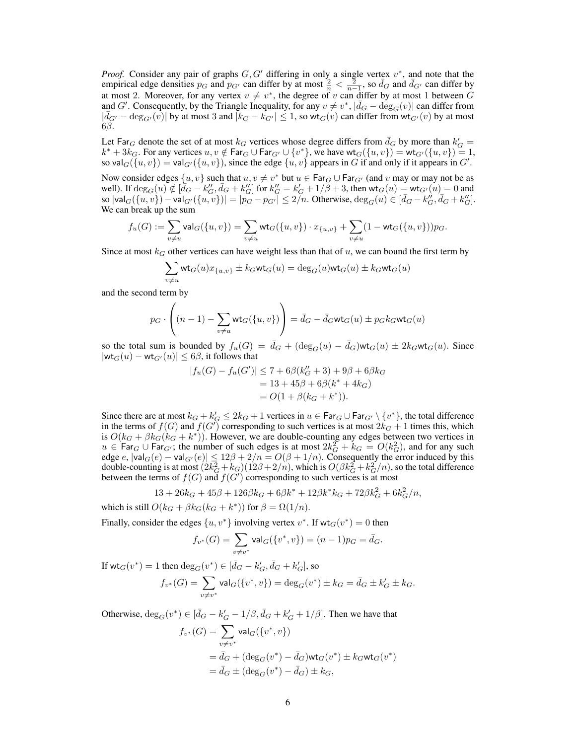*Proof.* Consider any pair of graphs $G, G'$ differing in only a single vertex $v^*$, and note that the empirical edge densities $p_G$ and $p_{G'}$ can differ by at most $\frac{2}{n} < \frac{2}{n-1}$, so $\bar{d}_G$ and $\bar{d}_{G'}$ can differ by at most 2. Moreover, for any vertex $v \neq v^*$, the degree of $v$ can differ by at most 1 between $G$ and $G'$. Consequently, by the Triangle Inequality, for any $v \neq v^*$, $|\bar{d}_G - \deg_G(v)|$ can differ from $|\bar{d}_{G'} - \deg_{G'}(v)|$ by at most 3 and $|k_G - k_{G'}| \leq 1$, so $\mathsf{wt}_G(v)$ can differ from $\mathsf{wt}_{G'}(v)$ by at most $6\beta$.

Let $\mathsf{Far}_G$ denote the set of at most $k_G$ vertices whose degree differs from $\bar{d}_G$ by more than $k'_G = k^* + 3k_G$. For any vertices $u, v \notin \mathsf{Far}_G \cup \mathsf{Far}_{G'} \cup \{v^*\}$, we have $\mathsf{wt}_G(\{u,v\}) = \mathsf{wt}_{G'}(\{u,v\}) = 1$, so $\mathsf{val}_G(\{u,v\}) = \mathsf{val}_{G'}(\{u,v\})$, since the edge $\{u,v\}$ appears in $G$ if and only if it appears in $G'$.

Now consider edges $\{u,v\}$ such that $u, v \neq v^*$ but $u \in \mathsf{Far}_G \cup \mathsf{Far}_{G'}$ (and $v$ may or may not be as well). If $\deg_G(u) \notin [\bar{d}_G - k''_G, \bar{d}_G + k''_G]$ for $k''_G = k'_G + 1/\beta + 3$, then $\mathsf{wt}_G(u) = \mathsf{wt}_{G'}(u) = 0$ and so $|\mathsf{val}_G(\{u,v\}) - \mathsf{val}_{G'}(\{u,v\})| = |p_G - p_{G'}| \leq 2/n$. Otherwise, $\deg_G(u) \in [\bar{d}_G - k''_G, \bar{d}_G + k''_G]$. We can break up the sum

$$f_u(G) := \sum_{v \neq u} \mathsf{val}_G(\{u,v\}) = \sum_{v \neq u} \mathsf{wt}_G(\{u,v\}) \cdot x_{\{u,v\}} + \sum_{v \neq u} (1 - \mathsf{wt}_G(\{u,v\})) p_G.$$

Since at most $k_G$ other vertices can have weight less than that of $u$, we can bound the first term by

$$\sum_{v \neq u} \mathsf{wt}_G(u) x_{\{u,v\}} \pm k_G \mathsf{wt}_G(u) = \deg_G(u) \mathsf{wt}_G(u) \pm k_G \mathsf{wt}_G(u)$$

and the second term by

$$p_G \cdot \left( (n-1) - \sum_{v \neq u} \mathsf{wt}_G(\{u,v\}) \right) = \bar{d}_G - \bar{d}_G \mathsf{wt}_G(u) \pm p_G k_G \mathsf{wt}_G(u)$$

so the total sum is bounded by $f_u(G) = \bar{d}_G + (\deg_G(u) - \bar{d}_G)\mathsf{wt}_G(u) \pm 2k_G \mathsf{wt}_G(u)$. Since $|\mathsf{wt}_G(u) - \mathsf{wt}_{G'}(u)| \leq 6\beta$, it follows that

$$\begin{aligned}
|f_u(G) - f_u(G')| &\leq 7 + 6\beta(k''_G + 3) + 9\beta + 6\beta k_G \\
&= 13 + 45\beta + 6\beta(k^* + 4k_G) \\
&= O(1 + \beta(k_G + k^*)).
\end{aligned}$$

Since there are at most $k_G + k'_G \leq 2k_G + 1$ vertices in $u \in \mathsf{Far}_G \cup \mathsf{Far}_{G'} \setminus \{v^*\}$, the total difference in the terms of $f(G)$ and $f(G')$ corresponding to such vertices is at most $2k_G + 1$ times this, which is $O(k_G + \beta k_G(k_G + k^*))$. However, we are double-counting any edges between two vertices in $u \in \mathsf{Far}_G \cup \mathsf{Far}_{G'}$; the number of such edges is at most $2k_G^2 + k_G = O(k_G^2)$, and for any such edge $e$, $|\mathsf{val}_G(e) - \mathsf{val}_{G'}(e)| \leq 12\beta + 2/n = O(\beta + 1/n)$. Consequently the error induced by this double-counting is at most $(2k_G^2 + k_G)(12\beta + 2/n)$, which is $O(\beta k_G^2 + k_G^2/n)$, so the total difference between the terms of $f(G)$ and $f(G')$ corresponding to such vertices is at most

$$13 + 26k_G + 45\beta + 126\beta k_G + 6\beta k^* + 12\beta k^* k_G + 72\beta k_G^2 + 6k_G^2/n,$$

which is still $O(k_G + \beta k_G(k_G + k^*))$ for $\beta = \Omega(1/n)$.

Finally, consider the edges $\{u, v^*\}$ involving vertex $v^*$. If $\mathsf{wt}_G(v^*) = 0$ then

$$f_{v^*}(G) = \sum_{v \neq v^*} \mathsf{val}_G(\{v^*, v\}) = (n-1)p_G = \bar{d}_G.$$

If $\mathsf{wt}_G(v^*) = 1$ then $\deg_G(v^*) \in [\bar{d}_G - k'_G, \bar{d}_G + k'_G]$, so

$$f_{v^*}(G) = \sum_{v \neq v^*} \mathsf{val}_G(\{v^*, v\}) = \deg_G(v^*) \pm k_G = \bar{d}_G \pm k'_G \pm k_G.$$

Otherwise, $\deg_G(v^*) \in [\bar{d}_G - k'_G - 1/\beta, \bar{d}_G + k'_G + 1/\beta]$. Then we have that

$$\begin{aligned}
f_{v^*}(G) &= \sum_{v \neq v^*} \mathsf{val}_G(\{v^*, v\}) \\
&= \bar{d}_G + (\deg_G(v^*) - \bar{d}_G)\mathsf{wt}_G(v^*) \pm k_G \mathsf{wt}_G(v^*) \\
&= \bar{d}_G \pm (\deg_G(v^*) - \bar{d}_G) \pm k_G,
\end{aligned}$$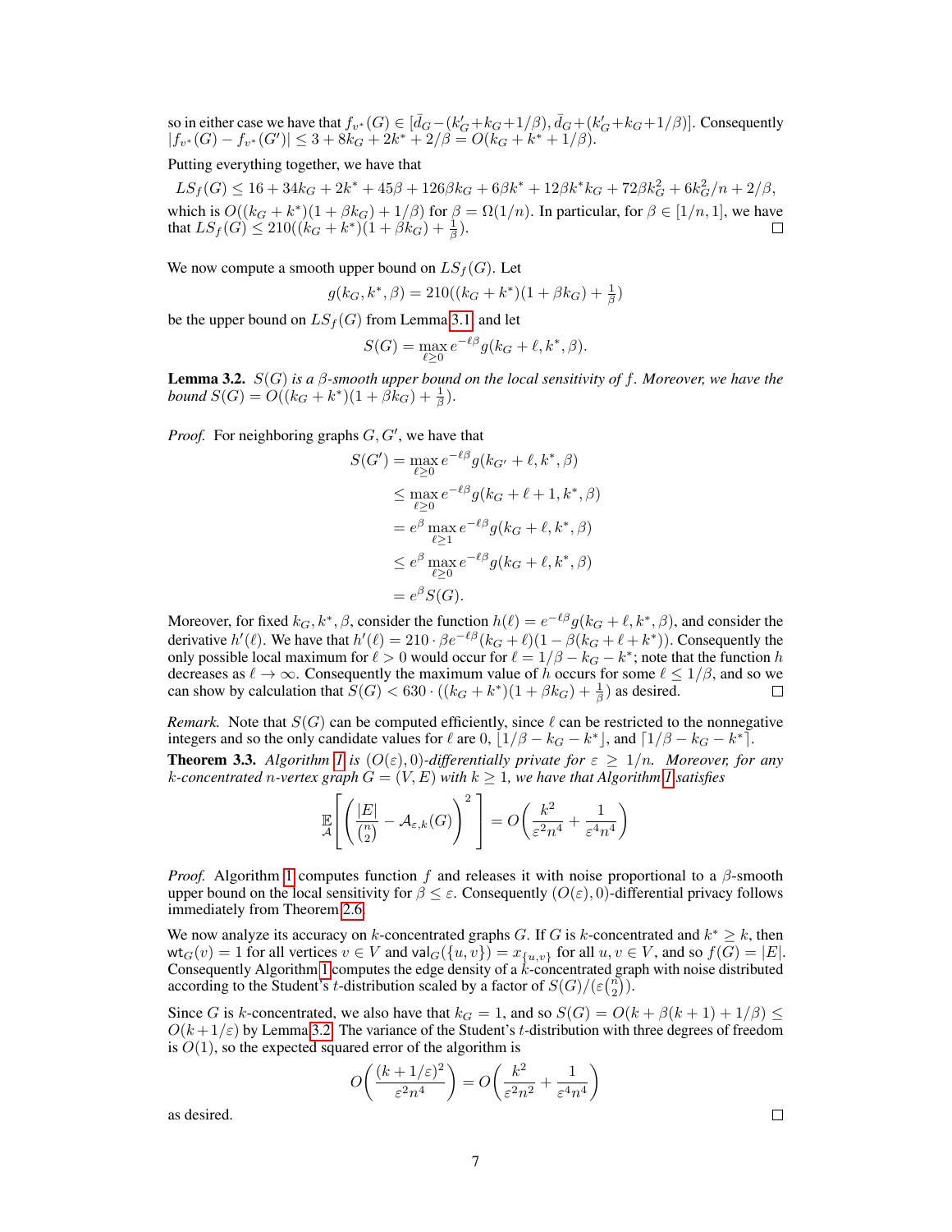so in either case we have that $f_{v^*}(G) \in [\bar{d}_G - (k'_G + k_G + 1/\beta), \bar{d}_G + (k'_G + k_G + 1/\beta)]$. Consequently $|f_{v^*}(G) - f_{v^*}(G')| \leq 3 + 8k_G + 2k^* + 2/\beta = O(k_G + k^* + 1/\beta)$.

Putting everything together, we have that

$$LS_f(G) \leq 16 + 34k_G + 2k^* + 45\beta + 126\beta k_G + 6\beta k^* + 12\beta k^* k_G + 72\beta k_G^2 + 6k_G^2/n + 2/\beta,$$

which is $O((k_G + k^*)(1 + \beta k_G) + 1/\beta)$ for $\beta = \Omega(1/n)$. In particular, for $\beta \in [1/n, 1]$, we have that $LS_f(G) \leq 210((k_G + k^*)(1 + \beta k_G) + \frac{1}{\beta})$. $\square$

We now compute a smooth upper bound on $LS_f(G)$. Let

$$g(k_G, k^*, \beta) = 210((k_G + k^*)(1 + \beta k_G) + \tfrac{1}{\beta})$$

be the upper bound on $LS_f(G)$ from Lemma 3.1 and let

$$S(G) = \max_{\ell \geq 0} e^{-\ell\beta} g(k_G + \ell, k^*, \beta).$$

**Lemma 3.2.** *$S(G)$ is a $\beta$-smooth upper bound on the local sensitivity of $f$. Moreover, we have the bound $S(G) = O((k_G + k^*)(1 + \beta k_G) + \frac{1}{\beta})$.*

*Proof.* For neighboring graphs $G, G'$, we have that

$$\begin{aligned}
S(G') &= \max_{\ell \geq 0} e^{-\ell\beta} g(k_{G'} + \ell, k^*, \beta) \\
&\leq \max_{\ell \geq 0} e^{-\ell\beta} g(k_G + \ell + 1, k^*, \beta) \\
&= e^{\beta} \max_{\ell \geq 1} e^{-\ell\beta} g(k_G + \ell, k^*, \beta) \\
&\leq e^{\beta} \max_{\ell \geq 0} e^{-\ell\beta} g(k_G + \ell, k^*, \beta) \\
&= e^{\beta} S(G).
\end{aligned}$$

Moreover, for fixed $k_G, k^*, \beta$, consider the function $h(\ell) = e^{-\ell\beta} g(k_G + \ell, k^*, \beta)$, and consider the derivative $h'(\ell)$. We have that $h'(\ell) = 210 \cdot \beta e^{-\ell\beta}(k_G + \ell)(1 - \beta(k_G + \ell + k^*))$. Consequently the only possible local maximum for $\ell > 0$ would occur for $\ell = 1/\beta - k_G - k^*$; note that the function $h$ decreases as $\ell \to \infty$. Consequently the maximum value of $h$ occurs for some $\ell \leq 1/\beta$, and so we can show by calculation that $S(G) < 630 \cdot ((k_G + k^*)(1 + \beta k_G) + \frac{1}{\beta})$ as desired. $\square$

*Remark.* Note that $S(G)$ can be computed efficiently, since $\ell$ can be restricted to the nonnegative integers and so the only candidate values for $\ell$ are $0$, $\lfloor 1/\beta - k_G - k^* \rfloor$, and $\lceil 1/\beta - k_G - k^* \rceil$.

**Theorem 3.3.** *Algorithm 1 is $(O(\varepsilon), 0)$-differentially private for $\varepsilon \geq 1/n$. Moreover, for any $k$-concentrated $n$-vertex graph $G = (V, E)$ with $k \geq 1$, we have that Algorithm 1 satisfies*

$$\mathop{\mathbb{E}}_{\mathcal{A}}\left[\left(\frac{|E|}{\binom{n}{2}} - \mathcal{A}_{\varepsilon,k}(G)\right)^2\right] = O\left(\frac{k^2}{\varepsilon^2 n^4} + \frac{1}{\varepsilon^4 n^4}\right)$$

*Proof.* Algorithm 1 computes function $f$ and releases it with noise proportional to a $\beta$-smooth upper bound on the local sensitivity for $\beta \leq \varepsilon$. Consequently $(O(\varepsilon), 0)$-differential privacy follows immediately from Theorem 2.6.

We now analyze its accuracy on $k$-concentrated graphs $G$. If $G$ is $k$-concentrated and $k^* \geq k$, then $\mathsf{wt}_G(v) = 1$ for all vertices $v \in V$ and $\mathsf{val}_G(\{u, v\}) = x_{\{u,v\}}$ for all $u, v \in V$, and so $f(G) = |E|$. Consequently Algorithm 1 computes the edge density of a $k$-concentrated graph with noise distributed according to the Student's $t$-distribution scaled by a factor of $S(G)/(\varepsilon\binom{n}{2})$.

Since $G$ is $k$-concentrated, we also have that $k_G = 1$, and so $S(G) = O(k + \beta(k+1) + 1/\beta) \leq O(k + 1/\varepsilon)$ by Lemma 3.2. The variance of the Student's $t$-distribution with three degrees of freedom is $O(1)$, so the expected squared error of the algorithm is

$$O\left(\frac{(k + 1/\varepsilon)^2}{\varepsilon^2 n^4}\right) = O\left(\frac{k^2}{\varepsilon^2 n^2} + \frac{1}{\varepsilon^4 n^4}\right)$$

as desired. $\square$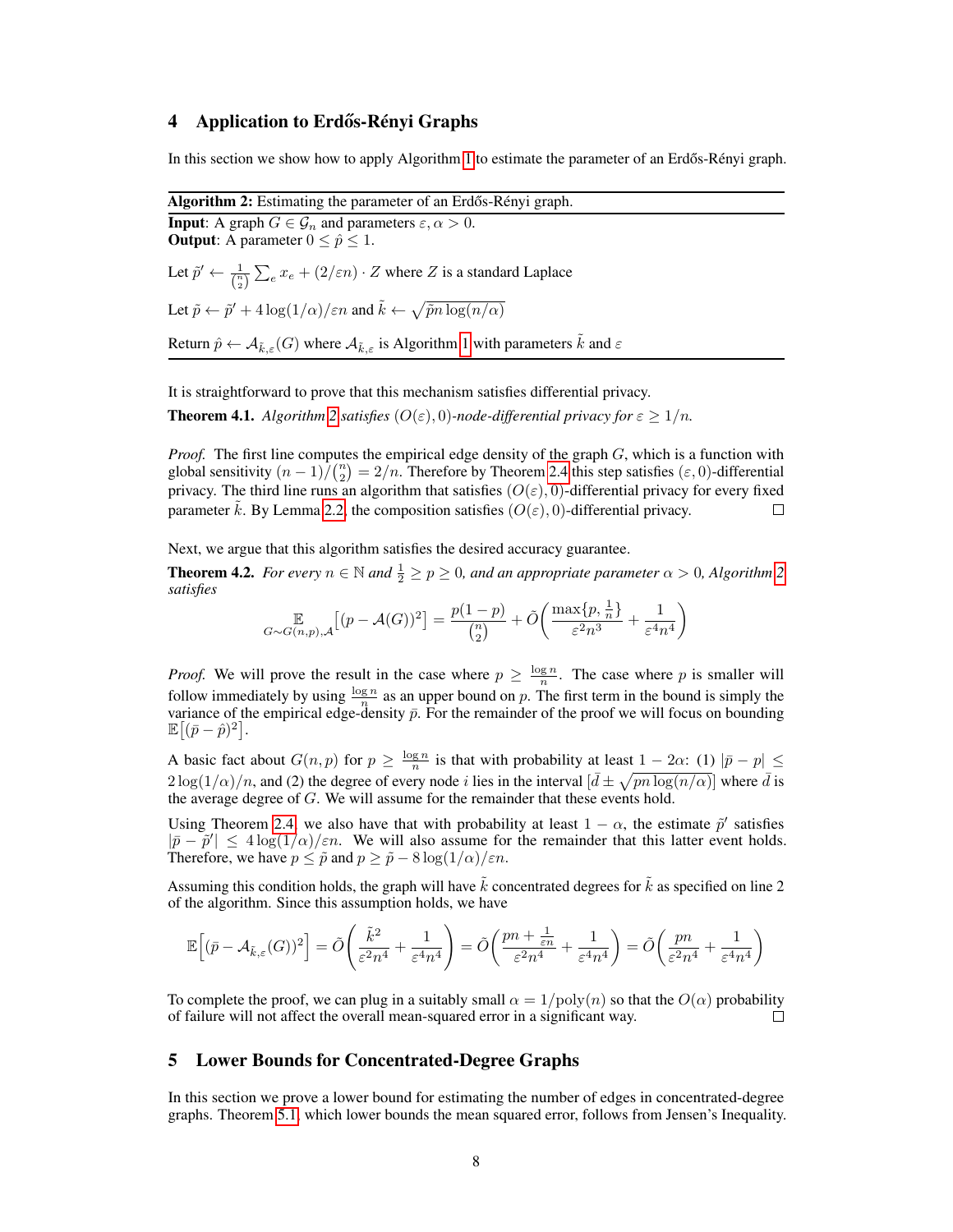## 4 Application to Erdős-Rényi Graphs

In this section we show how to apply Algorithm 1 to estimate the parameter of an Erdős-Rényi graph.

---

**Algorithm 2:** Estimating the parameter of an Erdős-Rényi graph.

---

**Input**: A graph $G \in \mathcal{G}_n$ and parameters $\varepsilon, \alpha > 0$.
**Output**: A parameter $0 \leq \hat{p} \leq 1$.

Let $\tilde{p}' \leftarrow \frac{1}{\binom{n}{2}} \sum_e x_e + (2/\varepsilon n) \cdot Z$ where $Z$ is a standard Laplace

Let $\tilde{p} \leftarrow \tilde{p}' + 4\log(1/\alpha)/\varepsilon n$ and $\tilde{k} \leftarrow \sqrt{\tilde{p} n \log(n/\alpha)}$

Return $\hat{p} \leftarrow \mathcal{A}_{\tilde{k},\varepsilon}(G)$ where $\mathcal{A}_{\tilde{k},\varepsilon}$ is Algorithm 1 with parameters $\tilde{k}$ and $\varepsilon$

---

It is straightforward to prove that this mechanism satisfies differential privacy.

**Theorem 4.1.** *Algorithm 2 satisfies $(O(\varepsilon), 0)$-node-differential privacy for $\varepsilon \geq 1/n$.*

*Proof.* The first line computes the empirical edge density of the graph $G$, which is a function with global sensitivity $(n-1)/\binom{n}{2} = 2/n$. Therefore by Theorem 2.4 this step satisfies $(\varepsilon, 0)$-differential privacy. The third line runs an algorithm that satisfies $(O(\varepsilon), 0)$-differential privacy for every fixed parameter $\tilde{k}$. By Lemma 2.2, the composition satisfies $(O(\varepsilon), 0)$-differential privacy. □

Next, we argue that this algorithm satisfies the desired accuracy guarantee.

**Theorem 4.2.** *For every $n \in \mathbb{N}$ and $\frac{1}{2} \geq p \geq 0$, and an appropriate parameter $\alpha > 0$, Algorithm 2 satisfies*

$$\mathop{\mathbb{E}}_{G \sim G(n,p),\mathcal{A}}\left[(p - \mathcal{A}(G))^2\right] = \frac{p(1-p)}{\binom{n}{2}} + \tilde{O}\left(\frac{\max\{p, \frac{1}{n}\}}{\varepsilon^2 n^3} + \frac{1}{\varepsilon^4 n^4}\right)$$

*Proof.* We will prove the result in the case where $p \geq \frac{\log n}{n}$. The case where $p$ is smaller will follow immediately by using $\frac{\log n}{n}$ as an upper bound on $p$. The first term in the bound is simply the variance of the empirical edge-density $\bar{p}$. For the remainder of the proof we will focus on bounding $\mathbb{E}\left[(\bar{p} - \hat{p})^2\right]$.

A basic fact about $G(n,p)$ for $p \geq \frac{\log n}{n}$ is that with probability at least $1 - 2\alpha$: (1) $|\bar{p} - p| \leq 2\log(1/\alpha)/n$, and (2) the degree of every node $i$ lies in the interval $[\bar{d} \pm \sqrt{pn \log(n/\alpha)}]$ where $\bar{d}$ is the average degree of $G$. We will assume for the remainder that these events hold.

Using Theorem 2.4, we also have that with probability at least $1 - \alpha$, the estimate $\tilde{p}'$ satisfies $|\bar{p} - \tilde{p}'| \leq 4\log(1/\alpha)/\varepsilon n$. We will also assume for the remainder that this latter event holds. Therefore, we have $p \leq \tilde{p}$ and $p \geq \tilde{p} - 8\log(1/\alpha)/\varepsilon n$.

Assuming this condition holds, the graph will have $\tilde{k}$ concentrated degrees for $\tilde{k}$ as specified on line 2 of the algorithm. Since this assumption holds, we have

$$\mathbb{E}\left[(\bar{p} - \mathcal{A}_{\tilde{k},\varepsilon}(G))^2\right] = \tilde{O}\left(\frac{\tilde{k}^2}{\varepsilon^2 n^4} + \frac{1}{\varepsilon^4 n^4}\right) = \tilde{O}\left(\frac{pn + \frac{1}{\varepsilon n}}{\varepsilon^2 n^4} + \frac{1}{\varepsilon^4 n^4}\right) = \tilde{O}\left(\frac{pn}{\varepsilon^2 n^4} + \frac{1}{\varepsilon^4 n^4}\right)$$

To complete the proof, we can plug in a suitably small $\alpha = 1/\mathrm{poly}(n)$ so that the $O(\alpha)$ probability of failure will not affect the overall mean-squared error in a significant way. □

## 5 Lower Bounds for Concentrated-Degree Graphs

In this section we prove a lower bound for estimating the number of edges in concentrated-degree graphs. Theorem 5.1, which lower bounds the mean squared error, follows from Jensen's Inequality.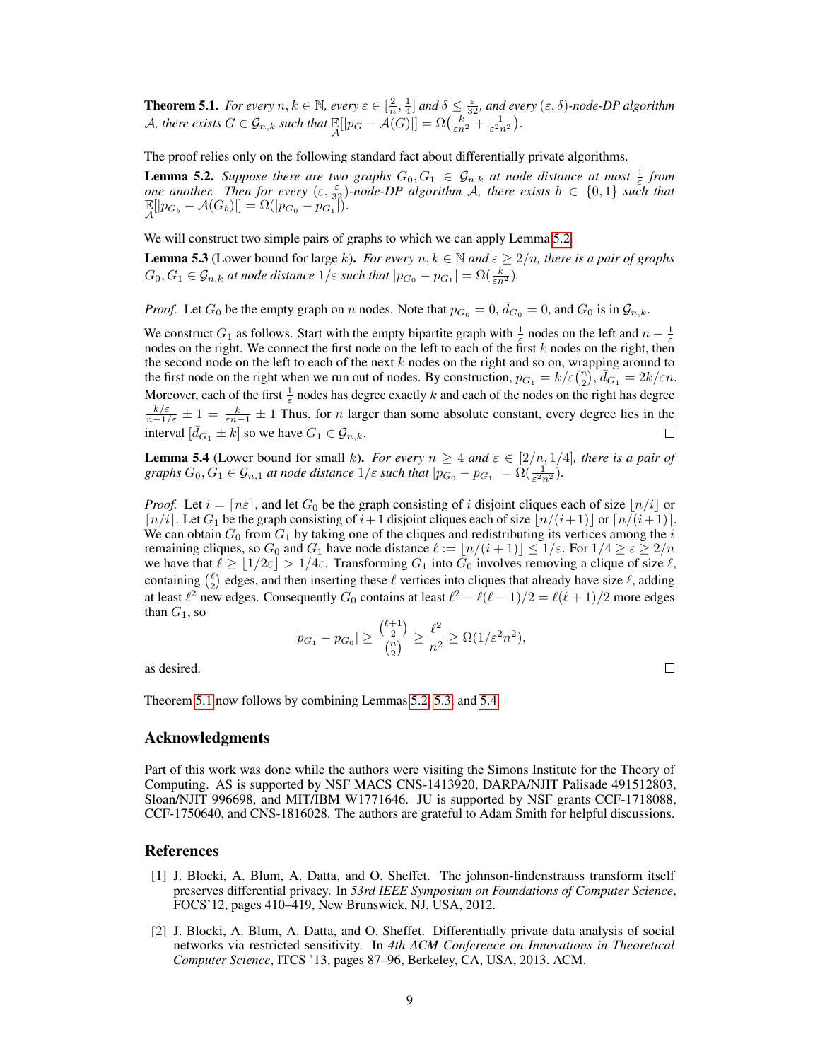**Theorem 5.1.** *For every $n, k \in \mathbb{N}$, every $\varepsilon \in [\frac{2}{n}, \frac{1}{4}]$ and $\delta \leq \frac{\varepsilon}{32}$, and every $(\varepsilon, \delta)$-node-DP algorithm $\mathcal{A}$, there exists $G \in \mathcal{G}_{n,k}$ such that $\mathbb{E}_{\mathcal{A}}[|p_G - \mathcal{A}(G)|] = \Omega\big(\frac{k}{\varepsilon n^2} + \frac{1}{\varepsilon^2 n^2}\big)$.*

The proof relies only on the following standard fact about differentially private algorithms.

**Lemma 5.2.** *Suppose there are two graphs $G_0, G_1 \in \mathcal{G}_{n,k}$ at node distance at most $\frac{1}{\varepsilon}$ from one another. Then for every $(\varepsilon, \frac{\varepsilon}{32})$-node-DP algorithm $\mathcal{A}$, there exists $b \in \{0, 1\}$ such that $\mathbb{E}_{\mathcal{A}}[|p_{G_b} - \mathcal{A}(G_b)|] = \Omega(|p_{G_0} - p_{G_1}|)$.*

We will construct two simple pairs of graphs to which we can apply Lemma 5.2.

**Lemma 5.3** (Lower bound for large $k$)**.** *For every $n, k \in \mathbb{N}$ and $\varepsilon \geq 2/n$, there is a pair of graphs $G_0, G_1 \in \mathcal{G}_{n,k}$ at node distance $1/\varepsilon$ such that $|p_{G_0} - p_{G_1}| = \Omega(\frac{k}{\varepsilon n^2})$.*

*Proof.* Let $G_0$ be the empty graph on $n$ nodes. Note that $p_{G_0} = 0$, $\bar{d}_{G_0} = 0$, and $G_0$ is in $\mathcal{G}_{n,k}$.

We construct $G_1$ as follows. Start with the empty bipartite graph with $\frac{1}{\varepsilon}$ nodes on the left and $n - \frac{1}{\varepsilon}$ nodes on the right. We connect the first node on the left to each of the first $k$ nodes on the right, then the second node on the left to each of the next $k$ nodes on the right and so on, wrapping around to the first node on the right when we run out of nodes. By construction, $p_{G_1} = k/\varepsilon\binom{n}{2}$, $\bar{d}_{G_1} = 2k/\varepsilon n$. Moreover, each of the first $\frac{1}{\varepsilon}$ nodes has degree exactly $k$ and each of the nodes on the right has degree $\frac{k/\varepsilon}{n - 1/\varepsilon} \pm 1 = \frac{k}{\varepsilon n - 1} \pm 1$ Thus, for $n$ larger than some absolute constant, every degree lies in the interval $[\bar{d}_{G_1} \pm k]$ so we have $G_1 \in \mathcal{G}_{n,k}$. $\square$

**Lemma 5.4** (Lower bound for small $k$)**.** *For every $n \geq 4$ and $\varepsilon \in [2/n, 1/4]$, there is a pair of graphs $G_0, G_1 \in \mathcal{G}_{n,1}$ at node distance $1/\varepsilon$ such that $|p_{G_0} - p_{G_1}| = \Omega(\frac{1}{\varepsilon^2 n^2})$.*

*Proof.* Let $i = \lceil n\varepsilon \rceil$, and let $G_0$ be the graph consisting of $i$ disjoint cliques each of size $\lfloor n/i \rfloor$ or $\lceil n/i \rceil$. Let $G_1$ be the graph consisting of $i+1$ disjoint cliques each of size $\lfloor n/(i+1) \rfloor$ or $\lceil n/(i+1) \rceil$. We can obtain $G_0$ from $G_1$ by taking one of the cliques and redistributing its vertices among the $i$ remaining cliques, so $G_0$ and $G_1$ have node distance $\ell := \lfloor n/(i+1) \rfloor \leq 1/\varepsilon$. For $1/4 \geq \varepsilon \geq 2/n$ we have that $\ell \geq \lfloor 1/2\varepsilon \rfloor > 1/4\varepsilon$. Transforming $G_1$ into $G_0$ involves removing a clique of size $\ell$, containing $\binom{\ell}{2}$ edges, and then inserting these $\ell$ vertices into cliques that already have size $\ell$, adding at least $\ell^2$ new edges. Consequently $G_0$ contains at least $\ell^2 - \ell(\ell-1)/2 = \ell(\ell+1)/2$ more edges than $G_1$, so

$$|p_{G_1} - p_{G_0}| \geq \frac{\binom{\ell+1}{2}}{\binom{n}{2}} \geq \frac{\ell^2}{n^2} \geq \Omega(1/\varepsilon^2 n^2),$$

as desired. $\square$

Theorem 5.1 now follows by combining Lemmas 5.2, 5.3, and 5.4.

## Acknowledgments

Part of this work was done while the authors were visiting the Simons Institute for the Theory of Computing. AS is supported by NSF MACS CNS-1413920, DARPA/NJIT Palisade 491512803, Sloan/NJIT 996698, and MIT/IBM W1771646. JU is supported by NSF grants CCF-1718088, CCF-1750640, and CNS-1816028. The authors are grateful to Adam Smith for helpful discussions.

## References

[1] J. Blocki, A. Blum, A. Datta, and O. Sheffet. The johnson-lindenstrauss transform itself preserves differential privacy. In *53rd IEEE Symposium on Foundations of Computer Science*, FOCS'12, pages 410–419, New Brunswick, NJ, USA, 2012.

[2] J. Blocki, A. Blum, A. Datta, and O. Sheffet. Differentially private data analysis of social networks via restricted sensitivity. In *4th ACM Conference on Innovations in Theoretical Computer Science*, ITCS '13, pages 87–96, Berkeley, CA, USA, 2013. ACM.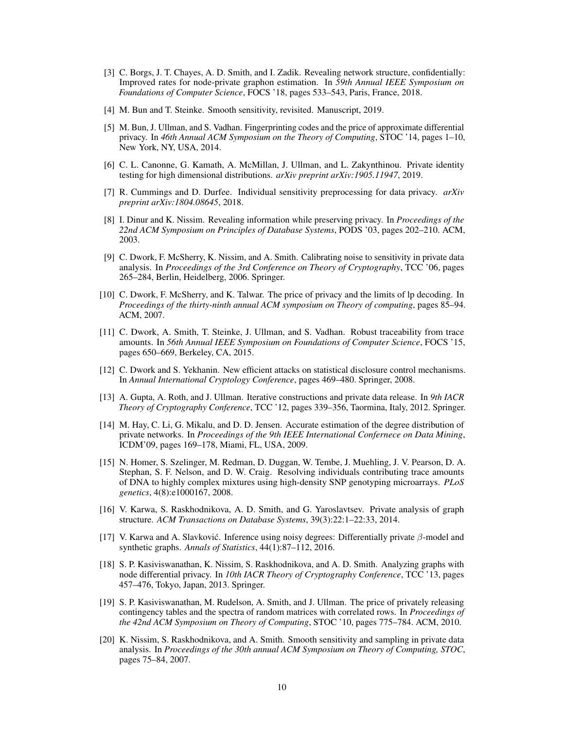[3] C. Borgs, J. T. Chayes, A. D. Smith, and I. Zadik. Revealing network structure, confidentially: Improved rates for node-private graphon estimation. In *59th Annual IEEE Symposium on Foundations of Computer Science*, FOCS '18, pages 533–543, Paris, France, 2018.

[4] M. Bun and T. Steinke. Smooth sensitivity, revisited. Manuscript, 2019.

[5] M. Bun, J. Ullman, and S. Vadhan. Fingerprinting codes and the price of approximate differential privacy. In *46th Annual ACM Symposium on the Theory of Computing*, STOC '14, pages 1–10, New York, NY, USA, 2014.

[6] C. L. Canonne, G. Kamath, A. McMillan, J. Ullman, and L. Zakynthinou. Private identity testing for high dimensional distributions. *arXiv preprint arXiv:1905.11947*, 2019.

[7] R. Cummings and D. Durfee. Individual sensitivity preprocessing for data privacy. *arXiv preprint arXiv:1804.08645*, 2018.

[8] I. Dinur and K. Nissim. Revealing information while preserving privacy. In *Proceedings of the 22nd ACM Symposium on Principles of Database Systems*, PODS '03, pages 202–210. ACM, 2003.

[9] C. Dwork, F. McSherry, K. Nissim, and A. Smith. Calibrating noise to sensitivity in private data analysis. In *Proceedings of the 3rd Conference on Theory of Cryptography*, TCC '06, pages 265–284, Berlin, Heidelberg, 2006. Springer.

[10] C. Dwork, F. McSherry, and K. Talwar. The price of privacy and the limits of lp decoding. In *Proceedings of the thirty-ninth annual ACM symposium on Theory of computing*, pages 85–94. ACM, 2007.

[11] C. Dwork, A. Smith, T. Steinke, J. Ullman, and S. Vadhan. Robust traceability from trace amounts. In *56th Annual IEEE Symposium on Foundations of Computer Science*, FOCS '15, pages 650–669, Berkeley, CA, 2015.

[12] C. Dwork and S. Yekhanin. New efficient attacks on statistical disclosure control mechanisms. In *Annual International Cryptology Conference*, pages 469–480. Springer, 2008.

[13] A. Gupta, A. Roth, and J. Ullman. Iterative constructions and private data release. In *9th IACR Theory of Cryptography Conference*, TCC '12, pages 339–356, Taormina, Italy, 2012. Springer.

[14] M. Hay, C. Li, G. Mikalu, and D. D. Jensen. Accurate estimation of the degree distribution of private networks. In *Proceedings of the 9th IEEE International Confernece on Data Mining*, ICDM'09, pages 169–178, Miami, FL, USA, 2009.

[15] N. Homer, S. Szelinger, M. Redman, D. Duggan, W. Tembe, J. Muehling, J. V. Pearson, D. A. Stephan, S. F. Nelson, and D. W. Craig. Resolving individuals contributing trace amounts of DNA to highly complex mixtures using high-density SNP genotyping microarrays. *PLoS genetics*, 4(8):e1000167, 2008.

[16] V. Karwa, S. Raskhodnikova, A. D. Smith, and G. Yaroslavtsev. Private analysis of graph structure. *ACM Transactions on Database Systems*, 39(3):22:1–22:33, 2014.

[17] V. Karwa and A. Slavković. Inference using noisy degrees: Differentially private $\beta$-model and synthetic graphs. *Annals of Statistics*, 44(1):87–112, 2016.

[18] S. P. Kasiviswanathan, K. Nissim, S. Raskhodnikova, and A. D. Smith. Analyzing graphs with node differential privacy. In *10th IACR Theory of Cryptography Conference*, TCC '13, pages 457–476, Tokyo, Japan, 2013. Springer.

[19] S. P. Kasiviswanathan, M. Rudelson, A. Smith, and J. Ullman. The price of privately releasing contingency tables and the spectra of random matrices with correlated rows. In *Proceedings of the 42nd ACM Symposium on Theory of Computing*, STOC '10, pages 775–784. ACM, 2010.

[20] K. Nissim, S. Raskhodnikova, and A. Smith. Smooth sensitivity and sampling in private data analysis. In *Proceedings of the 30th annual ACM Symposium on Theory of Computing, STOC*, pages 75–84, 2007.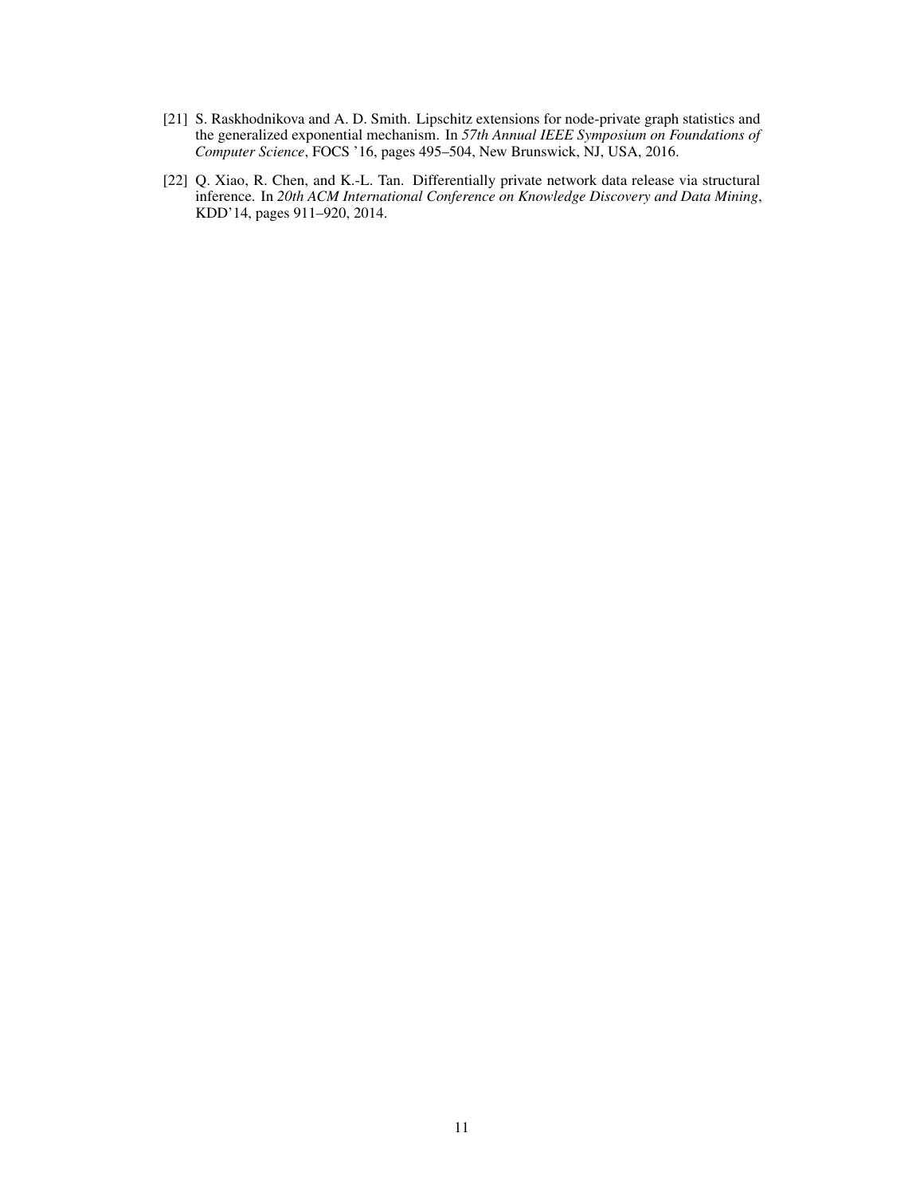[21] S. Raskhodnikova and A. D. Smith. Lipschitz extensions for node-private graph statistics and the generalized exponential mechanism. In *57th Annual IEEE Symposium on Foundations of Computer Science*, FOCS '16, pages 495–504, New Brunswick, NJ, USA, 2016.

[22] Q. Xiao, R. Chen, and K.-L. Tan. Differentially private network data release via structural inference. In *20th ACM International Conference on Knowledge Discovery and Data Mining*, KDD'14, pages 911–920, 2014.